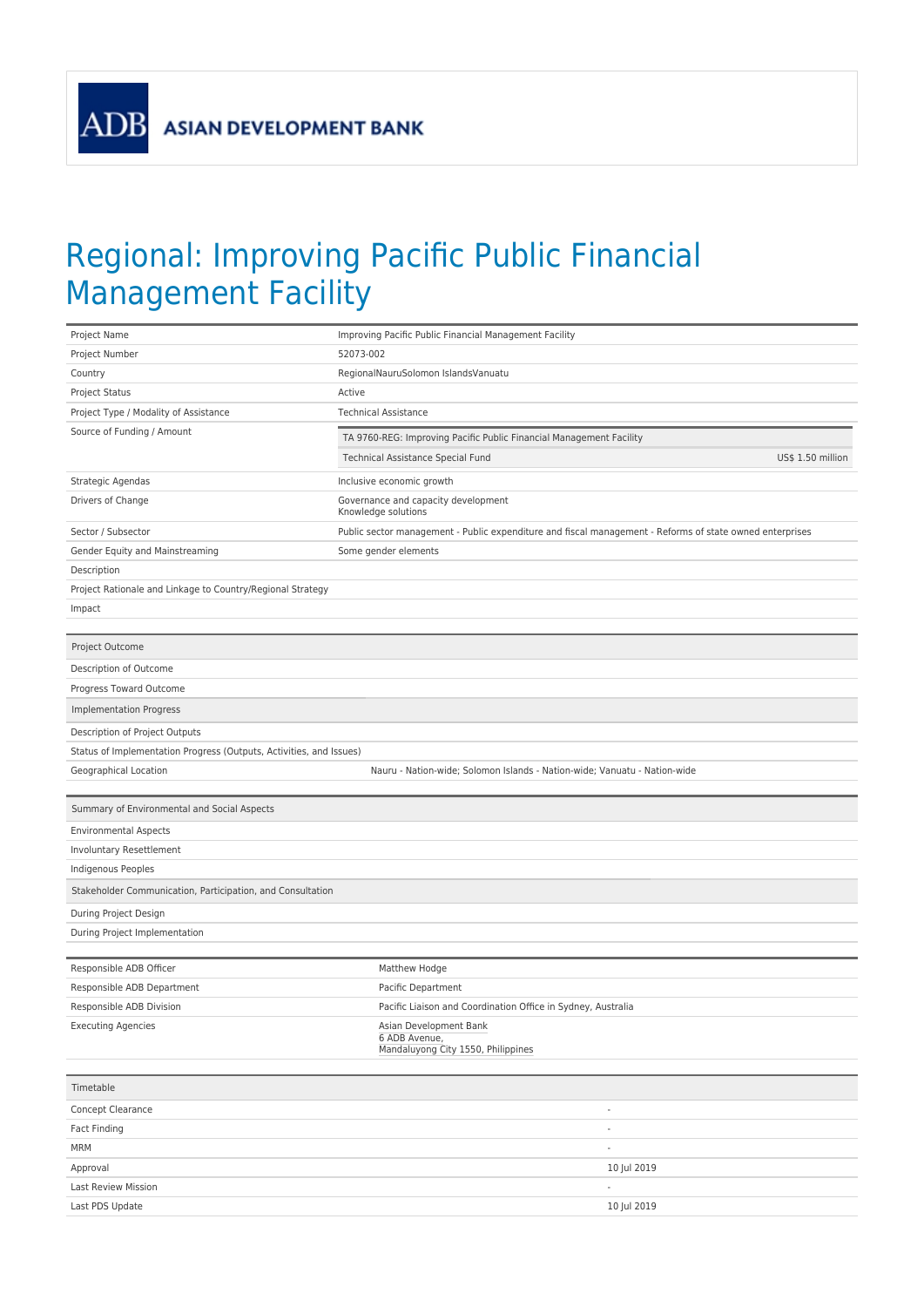ADB ASIAN DEVELOPMENT BANK

# Regional: Improving Pacific Public Financial Management Facility

| | |
|---|---|
| Project Name | Improving Pacific Public Financial Management Facility |
| Project Number | 52073-002 |
| Country | RegionalNauruSolomon IslandsVanuatu |
| Project Status | Active |
| Project Type / Modality of Assistance | Technical Assistance |
| Source of Funding / Amount | TA 9760-REG: Improving Pacific Public Financial Management Facility<br>Technical Assistance Special Fund — US$ 1.50 million |
| Strategic Agendas | Inclusive economic growth |
| Drivers of Change | Governance and capacity development<br>Knowledge solutions |
| Sector / Subsector | Public sector management - Public expenditure and fiscal management - Reforms of state owned enterprises |
| Gender Equity and Mainstreaming | Some gender elements |
| Description | |
| Project Rationale and Linkage to Country/Regional Strategy | |
| Impact | |

| Project Outcome | |
|---|---|
| Description of Outcome | |
| Progress Toward Outcome | |
| **Implementation Progress** | |
| Description of Project Outputs | |
| Status of Implementation Progress (Outputs, Activities, and Issues) | |
| Geographical Location | Nauru - Nation-wide; Solomon Islands - Nation-wide; Vanuatu - Nation-wide |

| Summary of Environmental and Social Aspects | |
|---|---|
| Environmental Aspects | |
| Involuntary Resettlement | |
| Indigenous Peoples | |
| **Stakeholder Communication, Participation, and Consultation** | |
| During Project Design | |
| During Project Implementation | |

| | |
|---|---|
| Responsible ADB Officer | Matthew Hodge |
| Responsible ADB Department | Pacific Department |
| Responsible ADB Division | Pacific Liaison and Coordination Office in Sydney, Australia |
| Executing Agencies | Asian Development Bank<br>6 ADB Avenue,<br>Mandaluyong City 1550, Philippines |

| Timetable | |
|---|---|
| Concept Clearance | - |
| Fact Finding | - |
| MRM | - |
| Approval | 10 Jul 2019 |
| Last Review Mission | - |
| Last PDS Update | 10 Jul 2019 |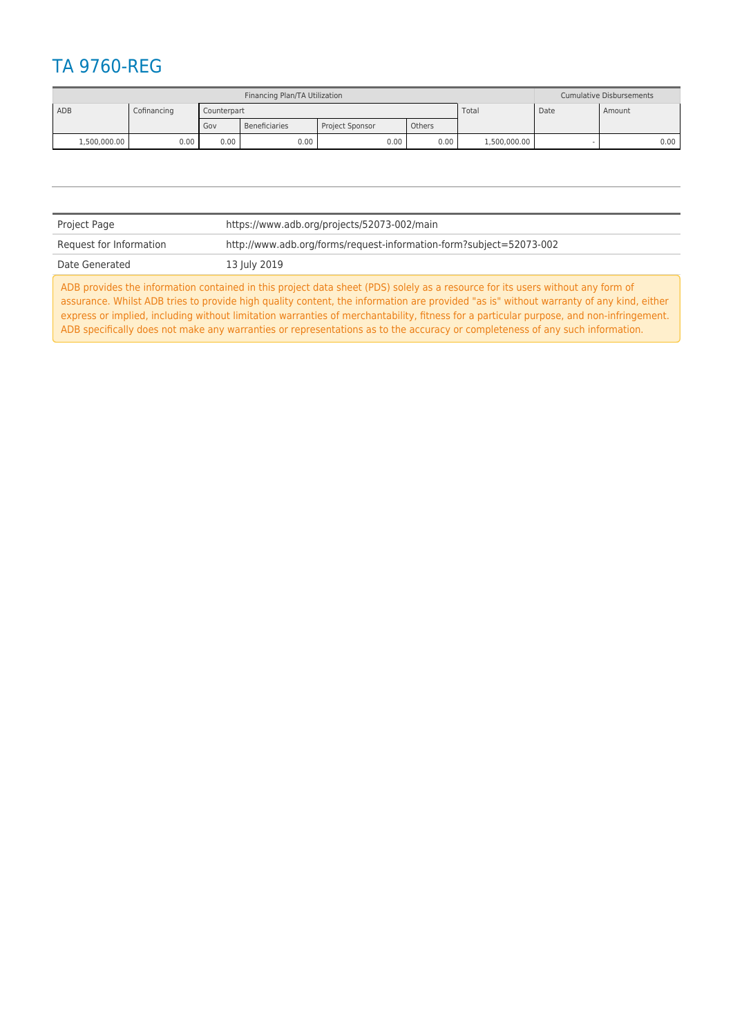# TA 9760-REG

| Financing Plan/TA Utilization | | | | | | | Cumulative Disbursements | |
|---|---|---|---|---|---|---|---|---|
| ADB | Cofinancing | Counterpart | | | | Total | Date | Amount |
| | | Gov | Beneficiaries | Project Sponsor | Others | | | |
| 1,500,000.00 | 0.00 | 0.00 | 0.00 | 0.00 | 0.00 | 1,500,000.00 | - | 0.00 |

| | |
|---|---|
| Project Page | https://www.adb.org/projects/52073-002/main |
| Request for Information | http://www.adb.org/forms/request-information-form?subject=52073-002 |
| Date Generated | 13 July 2019 |

ADB provides the information contained in this project data sheet (PDS) solely as a resource for its users without any form of assurance. Whilst ADB tries to provide high quality content, the information are provided "as is" without warranty of any kind, either express or implied, including without limitation warranties of merchantability, fitness for a particular purpose, and non-infringement. ADB specifically does not make any warranties or representations as to the accuracy or completeness of any such information.